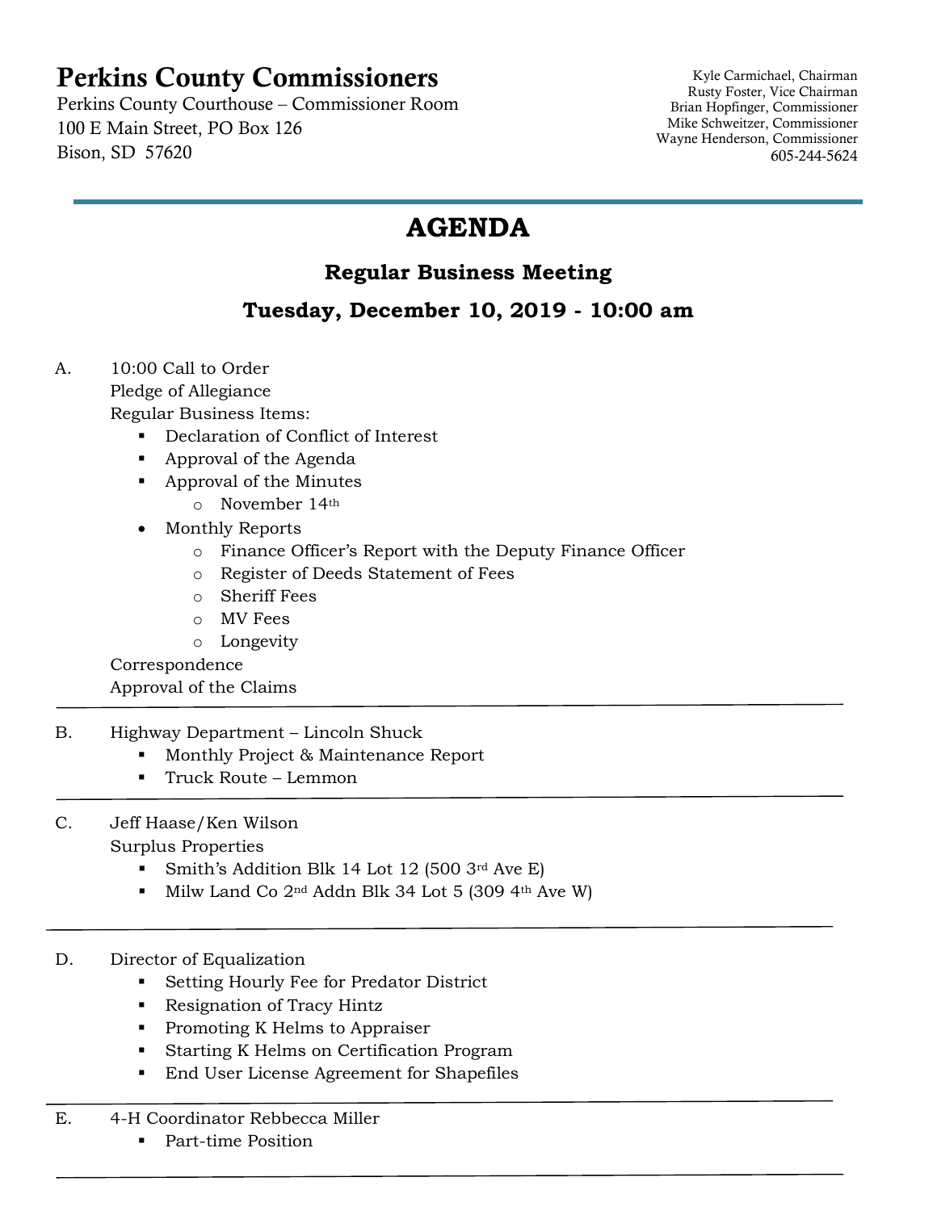# Perkins County Commissioners

Perkins County Courthouse – Commissioner Room
100 E Main Street, PO Box 126
Bison, SD 57620

Kyle Carmichael, Chairman
Rusty Foster, Vice Chairman
Brian Hopfinger, Commissioner
Mike Schweitzer, Commissioner
Wayne Henderson, Commissioner
605-244-5624

---

## AGENDA

### Regular Business Meeting

### Tuesday, December 10, 2019 - 10:00 am

A. 10:00 Call to Order
Pledge of Allegiance
Regular Business Items:

- Declaration of Conflict of Interest
- Approval of the Agenda
- Approval of the Minutes
  - November 14th
- Monthly Reports
  - Finance Officer's Report with the Deputy Finance Officer
  - Register of Deeds Statement of Fees
  - Sheriff Fees
  - MV Fees
  - Longevity

Correspondence
Approval of the Claims

---

B. Highway Department – Lincoln Shuck

- Monthly Project & Maintenance Report
- Truck Route – Lemmon

---

C. Jeff Haase/Ken Wilson
Surplus Properties

- Smith's Addition Blk 14 Lot 12 (500 3rd Ave E)
- Milw Land Co 2nd Addn Blk 34 Lot 5 (309 4th Ave W)

---

D. Director of Equalization

- Setting Hourly Fee for Predator District
- Resignation of Tracy Hintz
- Promoting K Helms to Appraiser
- Starting K Helms on Certification Program
- End User License Agreement for Shapefiles

---

E. 4-H Coordinator Rebbecca Miller

- Part-time Position

---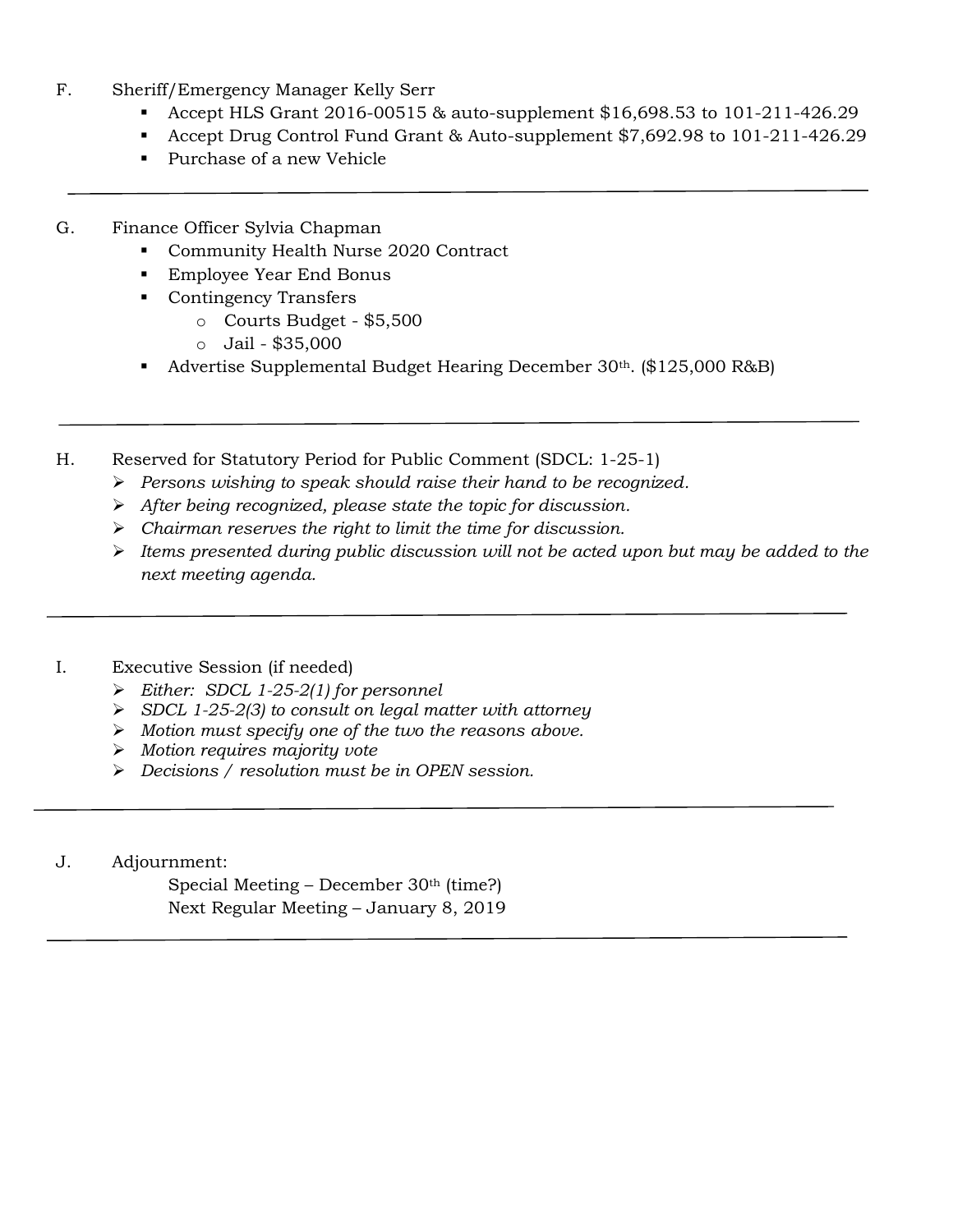F. Sheriff/Emergency Manager Kelly Serr

- Accept HLS Grant 2016-00515 & auto-supplement $16,698.53 to 101-211-426.29
- Accept Drug Control Fund Grant & Auto-supplement $7,692.98 to 101-211-426.29
- Purchase of a new Vehicle

---

G. Finance Officer Sylvia Chapman

- Community Health Nurse 2020 Contract
- Employee Year End Bonus
- Contingency Transfers
  - Courts Budget - $5,500
  - Jail - $35,000
- Advertise Supplemental Budget Hearing December 30th. ($125,000 R&B)

---

H. Reserved for Statutory Period for Public Comment (SDCL: 1-25-1)

- *Persons wishing to speak should raise their hand to be recognized.*
- *After being recognized, please state the topic for discussion.*
- *Chairman reserves the right to limit the time for discussion.*
- *Items presented during public discussion will not be acted upon but may be added to the next meeting agenda.*

---

I. Executive Session (if needed)

- *Either: SDCL 1-25-2(1) for personnel*
- *SDCL 1-25-2(3) to consult on legal matter with attorney*
- *Motion must specify one of the two the reasons above.*
- *Motion requires majority vote*
- *Decisions / resolution must be in OPEN session.*

---

J. Adjournment:

Special Meeting – December 30th (time?)
Next Regular Meeting – January 8, 2019

---